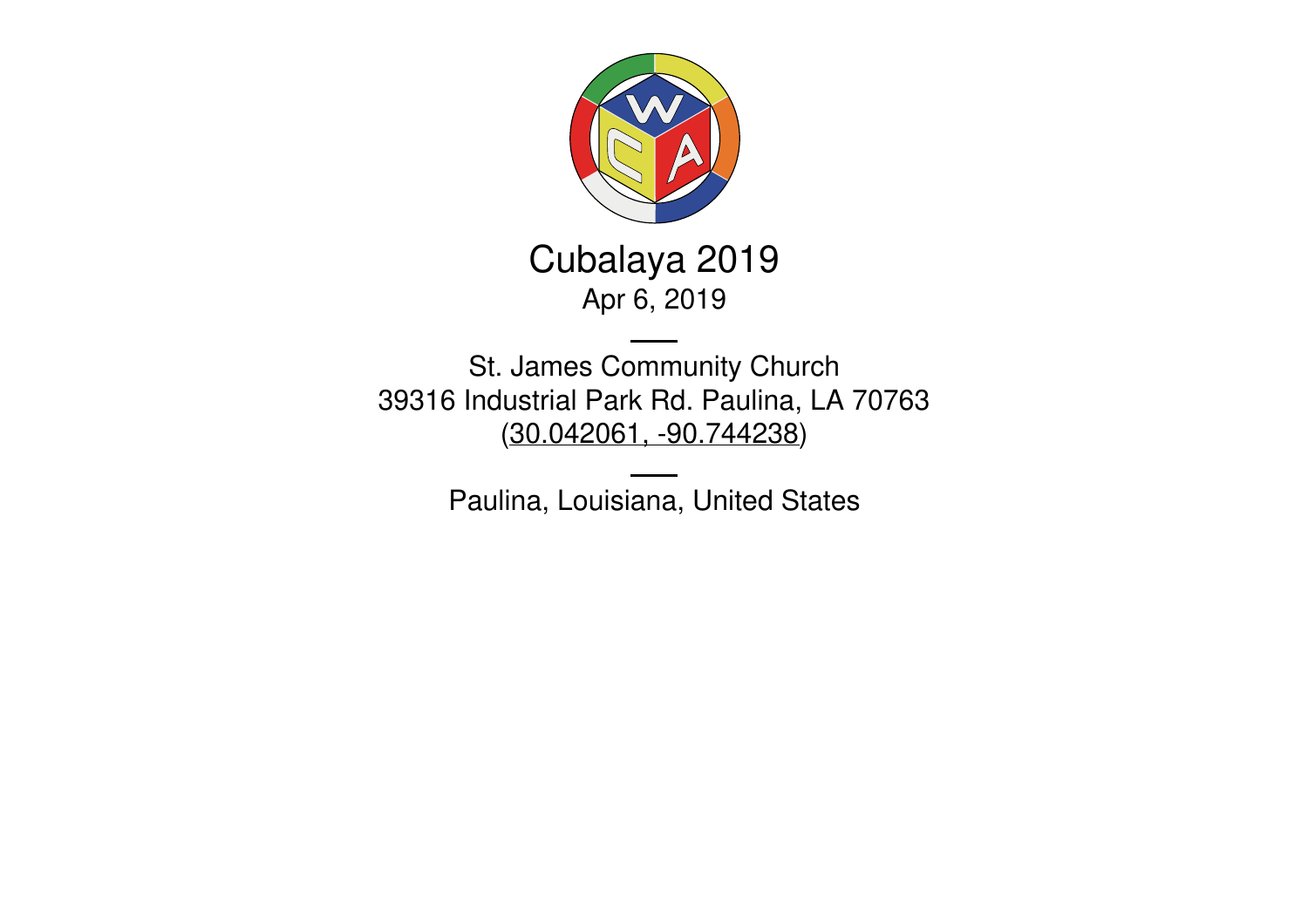# Cubalaya 2019

Apr 6, 2019

---

St. James Community Church
39316 Industrial Park Rd. Paulina, LA 70763
(30.042061, -90.744238)

---

Paulina, Louisiana, United States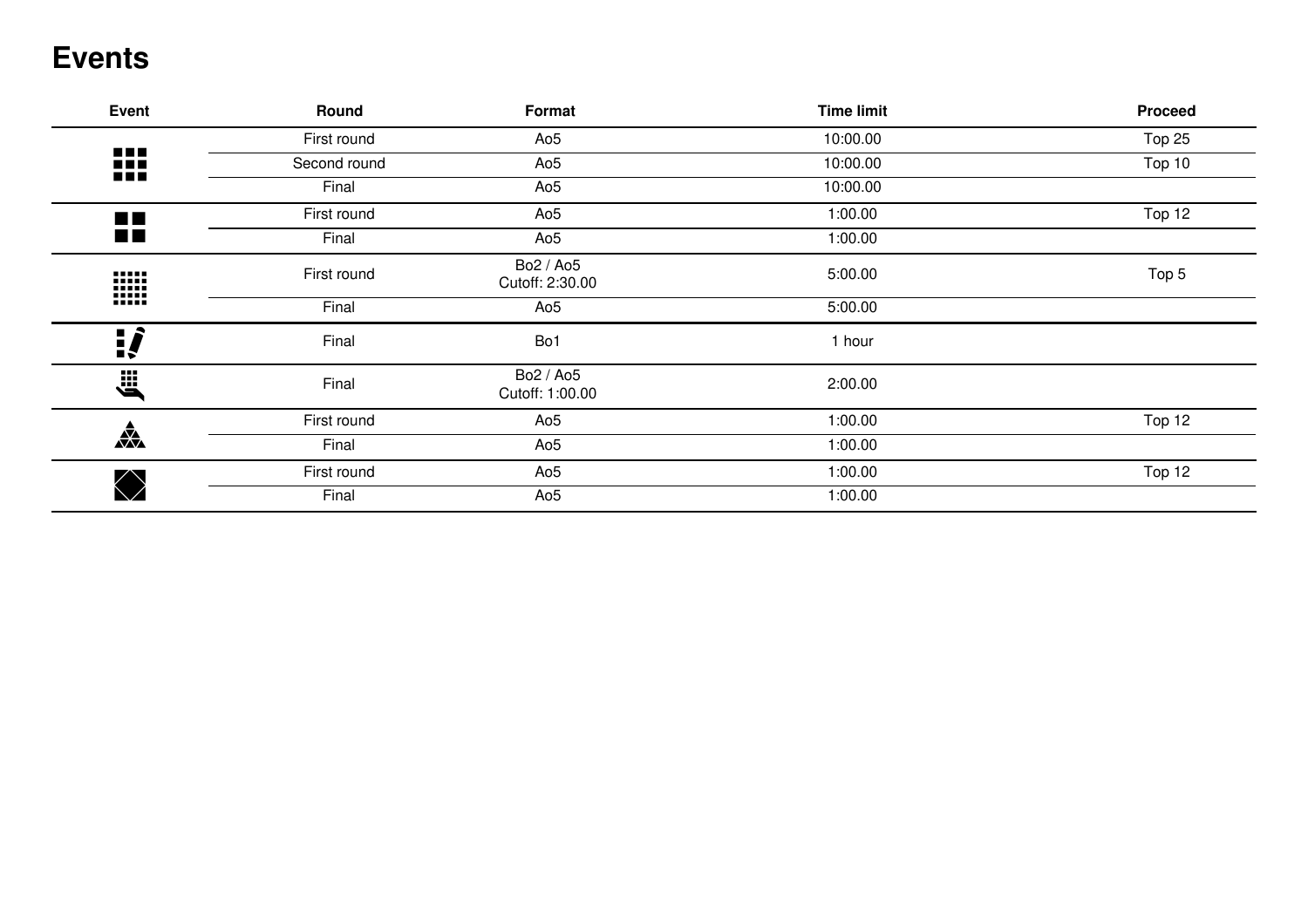# Events

| Event | Round | Format | Time limit | Proceed |
|---|---|---|---|---|
| | First round | Ao5 | 10:00.00 | Top 25 |
| | Second round | Ao5 | 10:00.00 | Top 10 |
| | Final | Ao5 | 10:00.00 | |
| | First round | Ao5 | 1:00.00 | Top 12 |
| | Final | Ao5 | 1:00.00 | |
| | First round | Bo2 / Ao5<br>Cutoff: 2:30.00 | 5:00.00 | Top 5 |
| | Final | Ao5 | 5:00.00 | |
| | Final | Bo1 | 1 hour | |
| | Final | Bo2 / Ao5<br>Cutoff: 1:00.00 | 2:00.00 | |
| | First round | Ao5 | 1:00.00 | Top 12 |
| | Final | Ao5 | 1:00.00 | |
| | First round | Ao5 | 1:00.00 | Top 12 |
| | Final | Ao5 | 1:00.00 | |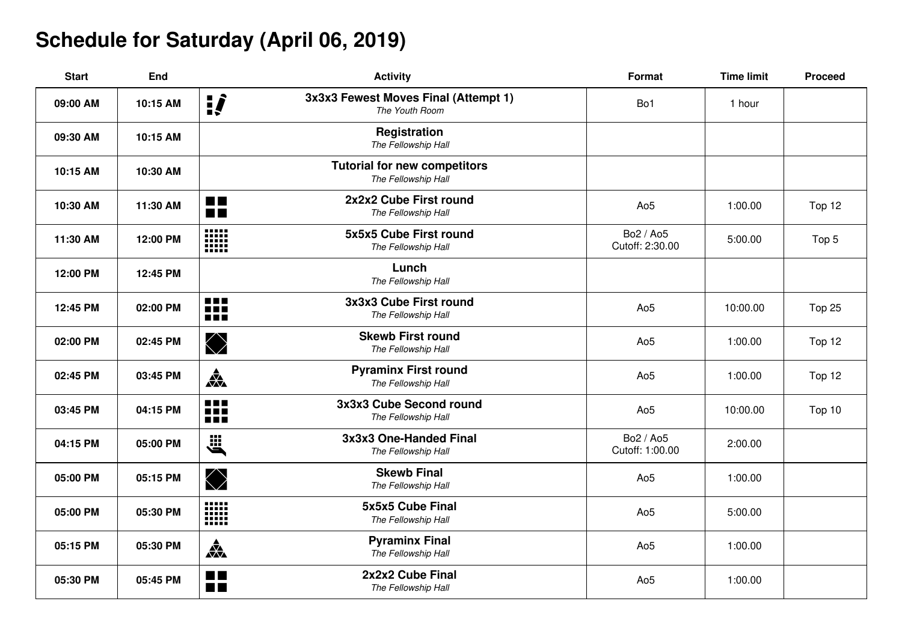# Schedule for Saturday (April 06, 2019)

| Start | End | Activity | Format | Time limit | Proceed |
|---|---|---|---|---|---|
| **09:00 AM** | **10:15 AM** | **3x3x3 Fewest Moves Final (Attempt 1)**<br>*The Youth Room* | Bo1 | 1 hour | |
| **09:30 AM** | **10:15 AM** | **Registration**<br>*The Fellowship Hall* | | | |
| **10:15 AM** | **10:30 AM** | **Tutorial for new competitors**<br>*The Fellowship Hall* | | | |
| **10:30 AM** | **11:30 AM** | **2x2x2 Cube First round**<br>*The Fellowship Hall* | Ao5 | 1:00.00 | Top 12 |
| **11:30 AM** | **12:00 PM** | **5x5x5 Cube First round**<br>*The Fellowship Hall* | Bo2 / Ao5<br>Cutoff: 2:30.00 | 5:00.00 | Top 5 |
| **12:00 PM** | **12:45 PM** | **Lunch**<br>*The Fellowship Hall* | | | |
| **12:45 PM** | **02:00 PM** | **3x3x3 Cube First round**<br>*The Fellowship Hall* | Ao5 | 10:00.00 | Top 25 |
| **02:00 PM** | **02:45 PM** | **Skewb First round**<br>*The Fellowship Hall* | Ao5 | 1:00.00 | Top 12 |
| **02:45 PM** | **03:45 PM** | **Pyraminx First round**<br>*The Fellowship Hall* | Ao5 | 1:00.00 | Top 12 |
| **03:45 PM** | **04:15 PM** | **3x3x3 Cube Second round**<br>*The Fellowship Hall* | Ao5 | 10:00.00 | Top 10 |
| **04:15 PM** | **05:00 PM** | **3x3x3 One-Handed Final**<br>*The Fellowship Hall* | Bo2 / Ao5<br>Cutoff: 1:00.00 | 2:00.00 | |
| **05:00 PM** | **05:15 PM** | **Skewb Final**<br>*The Fellowship Hall* | Ao5 | 1:00.00 | |
| **05:00 PM** | **05:30 PM** | **5x5x5 Cube Final**<br>*The Fellowship Hall* | Ao5 | 5:00.00 | |
| **05:15 PM** | **05:30 PM** | **Pyraminx Final**<br>*The Fellowship Hall* | Ao5 | 1:00.00 | |
| **05:30 PM** | **05:45 PM** | **2x2x2 Cube Final**<br>*The Fellowship Hall* | Ao5 | 1:00.00 | |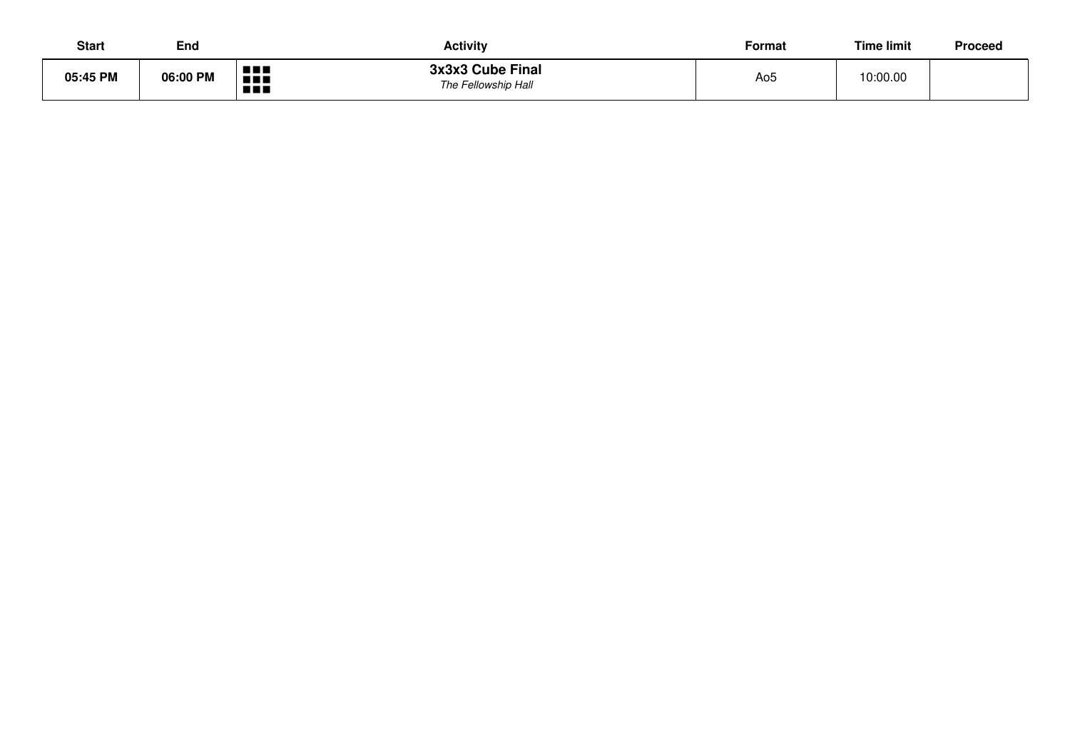| Start | End | Activity | Format | Time limit | Proceed |
| --- | --- | --- | --- | --- | --- |
| **05:45 PM** | **06:00 PM** | **3x3x3 Cube Final** *The Fellowship Hall* | Ao5 | 10:00.00 | |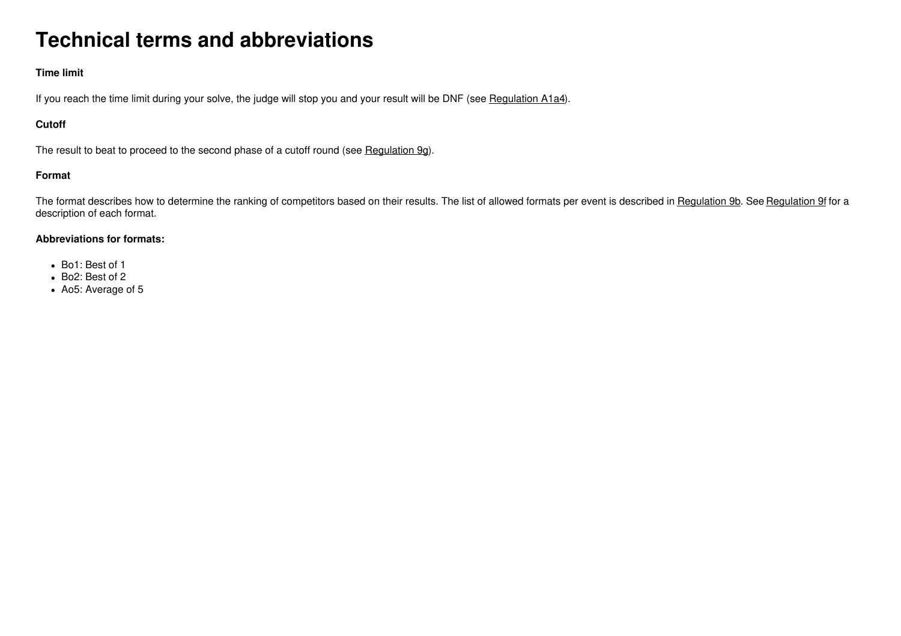# Technical terms and abbreviations

**Time limit**

If you reach the time limit during your solve, the judge will stop you and your result will be DNF (see Regulation A1a4).

**Cutoff**

The result to beat to proceed to the second phase of a cutoff round (see Regulation 9g).

**Format**

The format describes how to determine the ranking of competitors based on their results. The list of allowed formats per event is described in Regulation 9b. See Regulation 9f for a description of each format.

**Abbreviations for formats:**

- Bo1: Best of 1
- Bo2: Best of 2
- Ao5: Average of 5